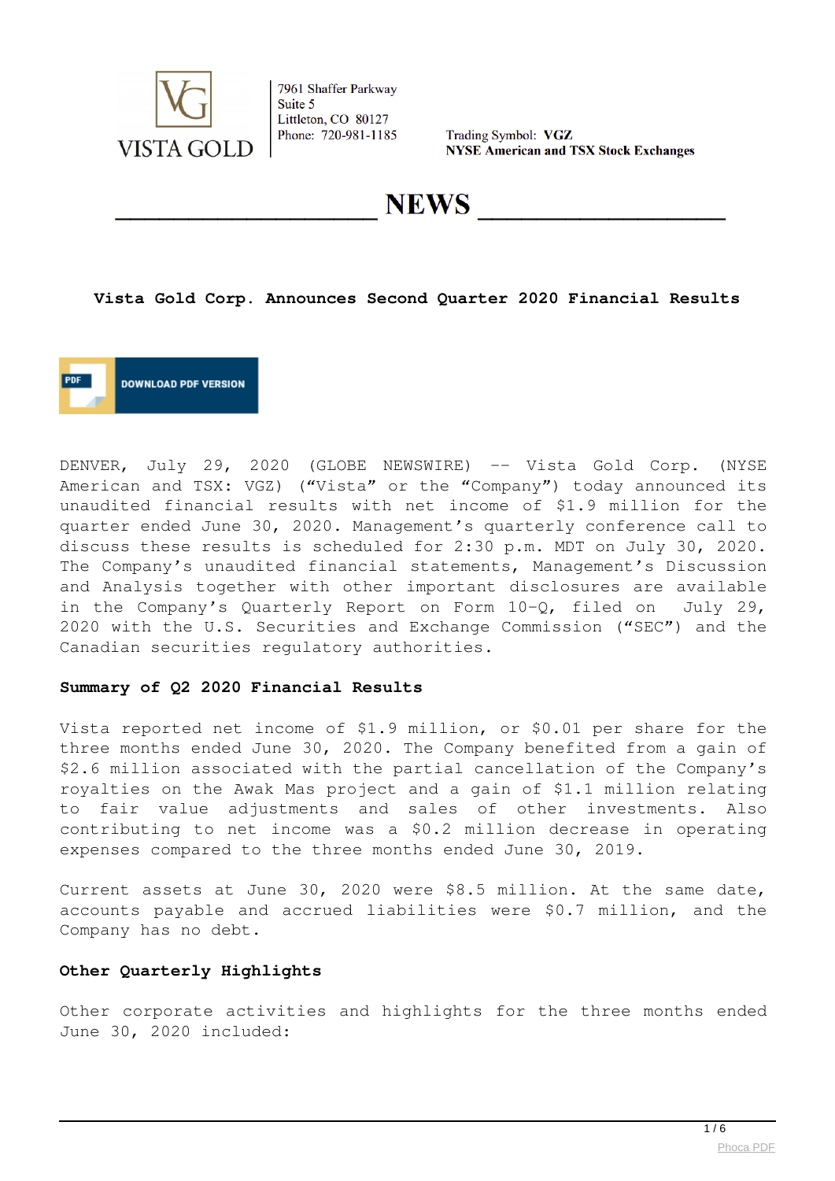VISTA GOLD

7961 Shaffer Parkway
Suite 5
Littleton, CO 80127
Phone: 720-981-1185

Trading Symbol: **VGZ**
**NYSE American and TSX Stock Exchanges**

# NEWS

## Vista Gold Corp. Announces Second Quarter 2020 Financial Results

DOWNLOAD PDF VERSION

DENVER, July 29, 2020 (GLOBE NEWSWIRE) -- Vista Gold Corp. (NYSE American and TSX: VGZ) ("Vista" or the "Company") today announced its unaudited financial results with net income of $1.9 million for the quarter ended June 30, 2020. Management's quarterly conference call to discuss these results is scheduled for 2:30 p.m. MDT on July 30, 2020. The Company's unaudited financial statements, Management's Discussion and Analysis together with other important disclosures are available in the Company's Quarterly Report on Form 10-Q, filed on July 29, 2020 with the U.S. Securities and Exchange Commission ("SEC") and the Canadian securities regulatory authorities.

### Summary of Q2 2020 Financial Results

Vista reported net income of $1.9 million, or $0.01 per share for the three months ended June 30, 2020. The Company benefited from a gain of $2.6 million associated with the partial cancellation of the Company's royalties on the Awak Mas project and a gain of $1.1 million relating to fair value adjustments and sales of other investments. Also contributing to net income was a $0.2 million decrease in operating expenses compared to the three months ended June 30, 2019.

Current assets at June 30, 2020 were $8.5 million. At the same date, accounts payable and accrued liabilities were $0.7 million, and the Company has no debt.

### Other Quarterly Highlights

Other corporate activities and highlights for the three months ended June 30, 2020 included: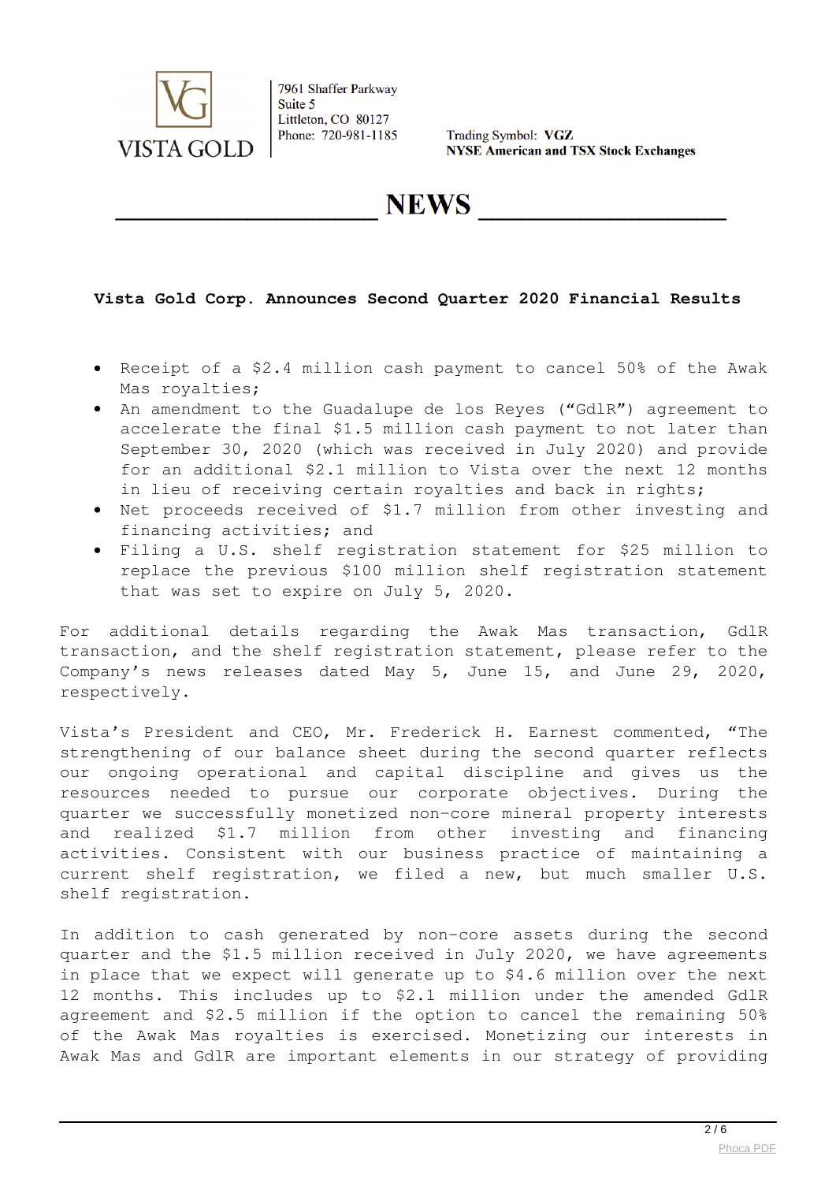7961 Shaffer Parkway
Suite 5
Littleton, CO 80127
Phone: 720-981-1185

Trading Symbol: **VGZ**
**NYSE American and TSX Stock Exchanges**

# NEWS

**Vista Gold Corp. Announces Second Quarter 2020 Financial Results**

- Receipt of a $2.4 million cash payment to cancel 50% of the Awak Mas royalties;
- An amendment to the Guadalupe de los Reyes ("GdlR") agreement to accelerate the final $1.5 million cash payment to not later than September 30, 2020 (which was received in July 2020) and provide for an additional $2.1 million to Vista over the next 12 months in lieu of receiving certain royalties and back in rights;
- Net proceeds received of $1.7 million from other investing and financing activities; and
- Filing a U.S. shelf registration statement for $25 million to replace the previous $100 million shelf registration statement that was set to expire on July 5, 2020.

For additional details regarding the Awak Mas transaction, GdlR transaction, and the shelf registration statement, please refer to the Company's news releases dated May 5, June 15, and June 29, 2020, respectively.

Vista's President and CEO, Mr. Frederick H. Earnest commented, "The strengthening of our balance sheet during the second quarter reflects our ongoing operational and capital discipline and gives us the resources needed to pursue our corporate objectives. During the quarter we successfully monetized non-core mineral property interests and realized $1.7 million from other investing and financing activities. Consistent with our business practice of maintaining a current shelf registration, we filed a new, but much smaller U.S. shelf registration.

In addition to cash generated by non-core assets during the second quarter and the $1.5 million received in July 2020, we have agreements in place that we expect will generate up to $4.6 million over the next 12 months. This includes up to $2.1 million under the amended GdlR agreement and $2.5 million if the option to cancel the remaining 50% of the Awak Mas royalties is exercised. Monetizing our interests in Awak Mas and GdlR are important elements in our strategy of providing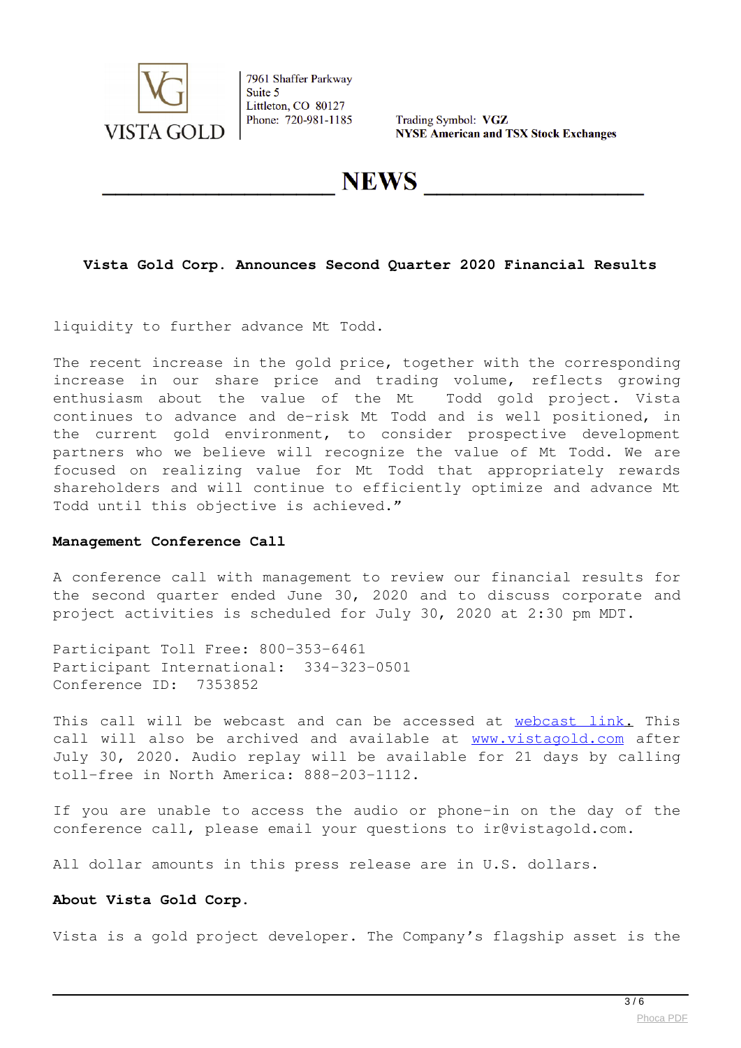liquidity to further advance Mt Todd.

The recent increase in the gold price, together with the corresponding increase in our share price and trading volume, reflects growing enthusiasm about the value of the Mt Todd gold project. Vista continues to advance and de-risk Mt Todd and is well positioned, in the current gold environment, to consider prospective development partners who we believe will recognize the value of Mt Todd. We are focused on realizing value for Mt Todd that appropriately rewards shareholders and will continue to efficiently optimize and advance Mt Todd until this objective is achieved."

**Management Conference Call**

A conference call with management to review our financial results for the second quarter ended June 30, 2020 and to discuss corporate and project activities is scheduled for July 30, 2020 at 2:30 pm MDT.

Participant Toll Free: 800-353-6461
Participant International: 334-323-0501
Conference ID: 7353852

This call will be webcast and can be accessed at webcast link. This call will also be archived and available at www.vistagold.com after July 30, 2020. Audio replay will be available for 21 days by calling toll-free in North America: 888-203-1112.

If you are unable to access the audio or phone-in on the day of the conference call, please email your questions to ir@vistagold.com.

All dollar amounts in this press release are in U.S. dollars.

**About Vista Gold Corp.**

Vista is a gold project developer. The Company's flagship asset is the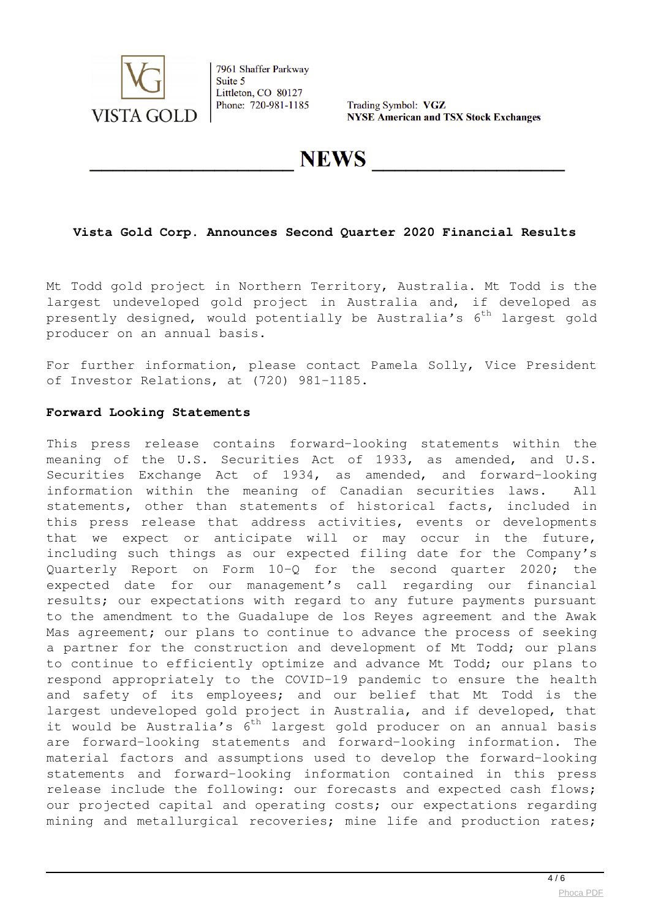Mt Todd gold project in Northern Territory, Australia. Mt Todd is the largest undeveloped gold project in Australia and, if developed as presently designed, would potentially be Australia's 6th largest gold producer on an annual basis.

For further information, please contact Pamela Solly, Vice President of Investor Relations, at (720) 981-1185.

**Forward Looking Statements**

This press release contains forward-looking statements within the meaning of the U.S. Securities Act of 1933, as amended, and U.S. Securities Exchange Act of 1934, as amended, and forward-looking information within the meaning of Canadian securities laws. All statements, other than statements of historical facts, included in this press release that address activities, events or developments that we expect or anticipate will or may occur in the future, including such things as our expected filing date for the Company's Quarterly Report on Form 10-Q for the second quarter 2020; the expected date for our management's call regarding our financial results; our expectations with regard to any future payments pursuant to the amendment to the Guadalupe de los Reyes agreement and the Awak Mas agreement; our plans to continue to advance the process of seeking a partner for the construction and development of Mt Todd; our plans to continue to efficiently optimize and advance Mt Todd; our plans to respond appropriately to the COVID-19 pandemic to ensure the health and safety of its employees; and our belief that Mt Todd is the largest undeveloped gold project in Australia, and if developed, that it would be Australia's 6th largest gold producer on an annual basis are forward-looking statements and forward-looking information. The material factors and assumptions used to develop the forward-looking statements and forward-looking information contained in this press release include the following: our forecasts and expected cash flows; our projected capital and operating costs; our expectations regarding mining and metallurgical recoveries; mine life and production rates;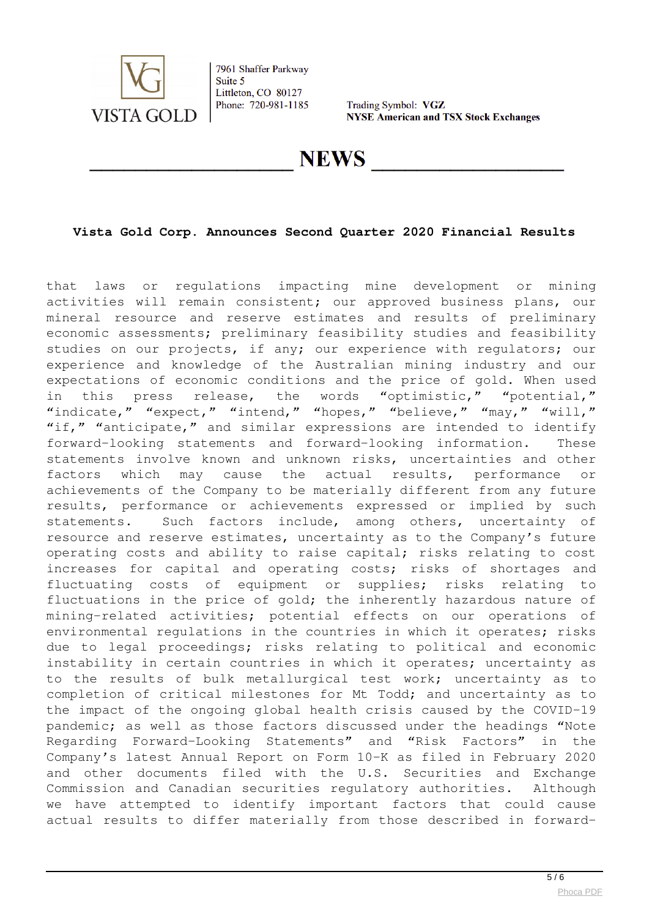that laws or regulations impacting mine development or mining activities will remain consistent; our approved business plans, our mineral resource and reserve estimates and results of preliminary economic assessments; preliminary feasibility studies and feasibility studies on our projects, if any; our experience with regulators; our experience and knowledge of the Australian mining industry and our expectations of economic conditions and the price of gold. When used in this press release, the words "optimistic," "potential," "indicate," "expect," "intend," "hopes," "believe," "may," "will," "if," "anticipate," and similar expressions are intended to identify forward-looking statements and forward-looking information. These statements involve known and unknown risks, uncertainties and other factors which may cause the actual results, performance or achievements of the Company to be materially different from any future results, performance or achievements expressed or implied by such statements. Such factors include, among others, uncertainty of resource and reserve estimates, uncertainty as to the Company's future operating costs and ability to raise capital; risks relating to cost increases for capital and operating costs; risks of shortages and fluctuating costs of equipment or supplies; risks relating to fluctuations in the price of gold; the inherently hazardous nature of mining-related activities; potential effects on our operations of environmental regulations in the countries in which it operates; risks due to legal proceedings; risks relating to political and economic instability in certain countries in which it operates; uncertainty as to the results of bulk metallurgical test work; uncertainty as to completion of critical milestones for Mt Todd; and uncertainty as to the impact of the ongoing global health crisis caused by the COVID-19 pandemic; as well as those factors discussed under the headings "Note Regarding Forward-Looking Statements" and "Risk Factors" in the Company's latest Annual Report on Form 10-K as filed in February 2020 and other documents filed with the U.S. Securities and Exchange Commission and Canadian securities regulatory authorities. Although we have attempted to identify important factors that could cause actual results to differ materially from those described in forward-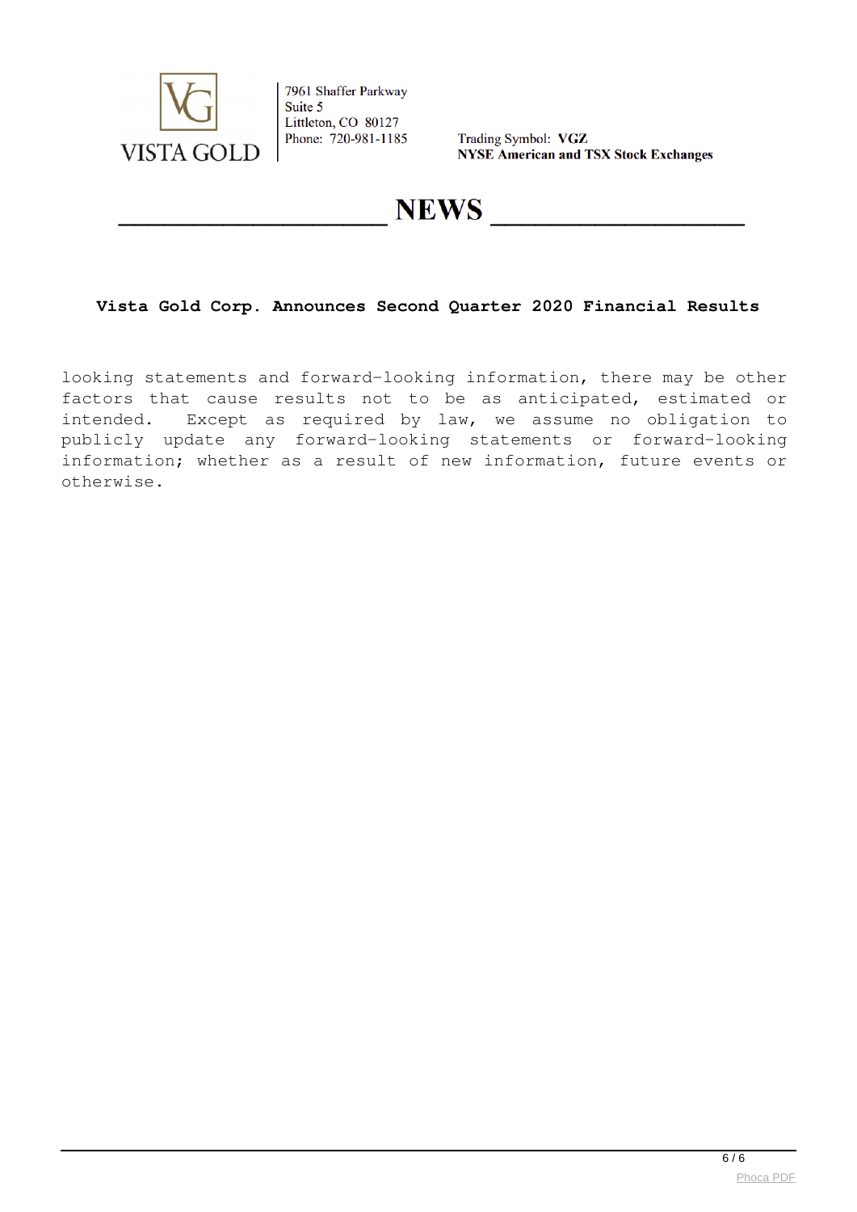looking statements and forward-looking information, there may be other factors that cause results not to be as anticipated, estimated or intended. Except as required by law, we assume no obligation to publicly update any forward-looking statements or forward-looking information; whether as a result of new information, future events or otherwise.